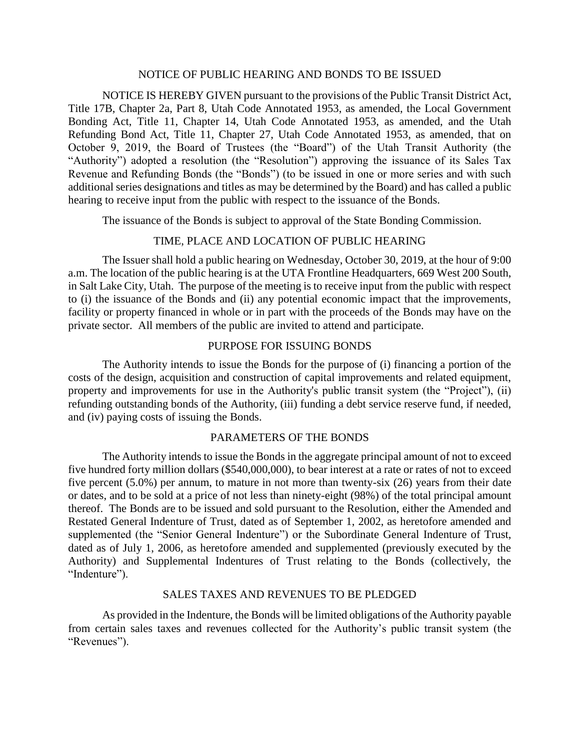# NOTICE OF PUBLIC HEARING AND BONDS TO BE ISSUED

NOTICE IS HEREBY GIVEN pursuant to the provisions of the Public Transit District Act, Title 17B, Chapter 2a, Part 8, Utah Code Annotated 1953, as amended, the Local Government Bonding Act, Title 11, Chapter 14, Utah Code Annotated 1953, as amended, and the Utah Refunding Bond Act, Title 11, Chapter 27, Utah Code Annotated 1953, as amended, that on October 9, 2019, the Board of Trustees (the "Board") of the Utah Transit Authority (the "Authority") adopted a resolution (the "Resolution") approving the issuance of its Sales Tax Revenue and Refunding Bonds (the "Bonds") (to be issued in one or more series and with such additional series designations and titles as may be determined by the Board) and has called a public hearing to receive input from the public with respect to the issuance of the Bonds.

The issuance of the Bonds is subject to approval of the State Bonding Commission.

## TIME, PLACE AND LOCATION OF PUBLIC HEARING

The Issuer shall hold a public hearing on Wednesday, October 30, 2019, at the hour of 9:00 a.m. The location of the public hearing is at the UTA Frontline Headquarters, 669 West 200 South, in Salt Lake City, Utah. The purpose of the meeting is to receive input from the public with respect to (i) the issuance of the Bonds and (ii) any potential economic impact that the improvements, facility or property financed in whole or in part with the proceeds of the Bonds may have on the private sector. All members of the public are invited to attend and participate.

## PURPOSE FOR ISSUING BONDS

The Authority intends to issue the Bonds for the purpose of (i) financing a portion of the costs of the design, acquisition and construction of capital improvements and related equipment, property and improvements for use in the Authority's public transit system (the "Project"), (ii) refunding outstanding bonds of the Authority, (iii) funding a debt service reserve fund, if needed, and (iv) paying costs of issuing the Bonds.

## PARAMETERS OF THE BONDS

The Authority intends to issue the Bonds in the aggregate principal amount of not to exceed five hundred forty million dollars ($540,000,000), to bear interest at a rate or rates of not to exceed five percent (5.0%) per annum, to mature in not more than twenty-six (26) years from their date or dates, and to be sold at a price of not less than ninety-eight (98%) of the total principal amount thereof. The Bonds are to be issued and sold pursuant to the Resolution, either the Amended and Restated General Indenture of Trust, dated as of September 1, 2002, as heretofore amended and supplemented (the "Senior General Indenture") or the Subordinate General Indenture of Trust, dated as of July 1, 2006, as heretofore amended and supplemented (previously executed by the Authority) and Supplemental Indentures of Trust relating to the Bonds (collectively, the "Indenture").

## SALES TAXES AND REVENUES TO BE PLEDGED

As provided in the Indenture, the Bonds will be limited obligations of the Authority payable from certain sales taxes and revenues collected for the Authority's public transit system (the "Revenues").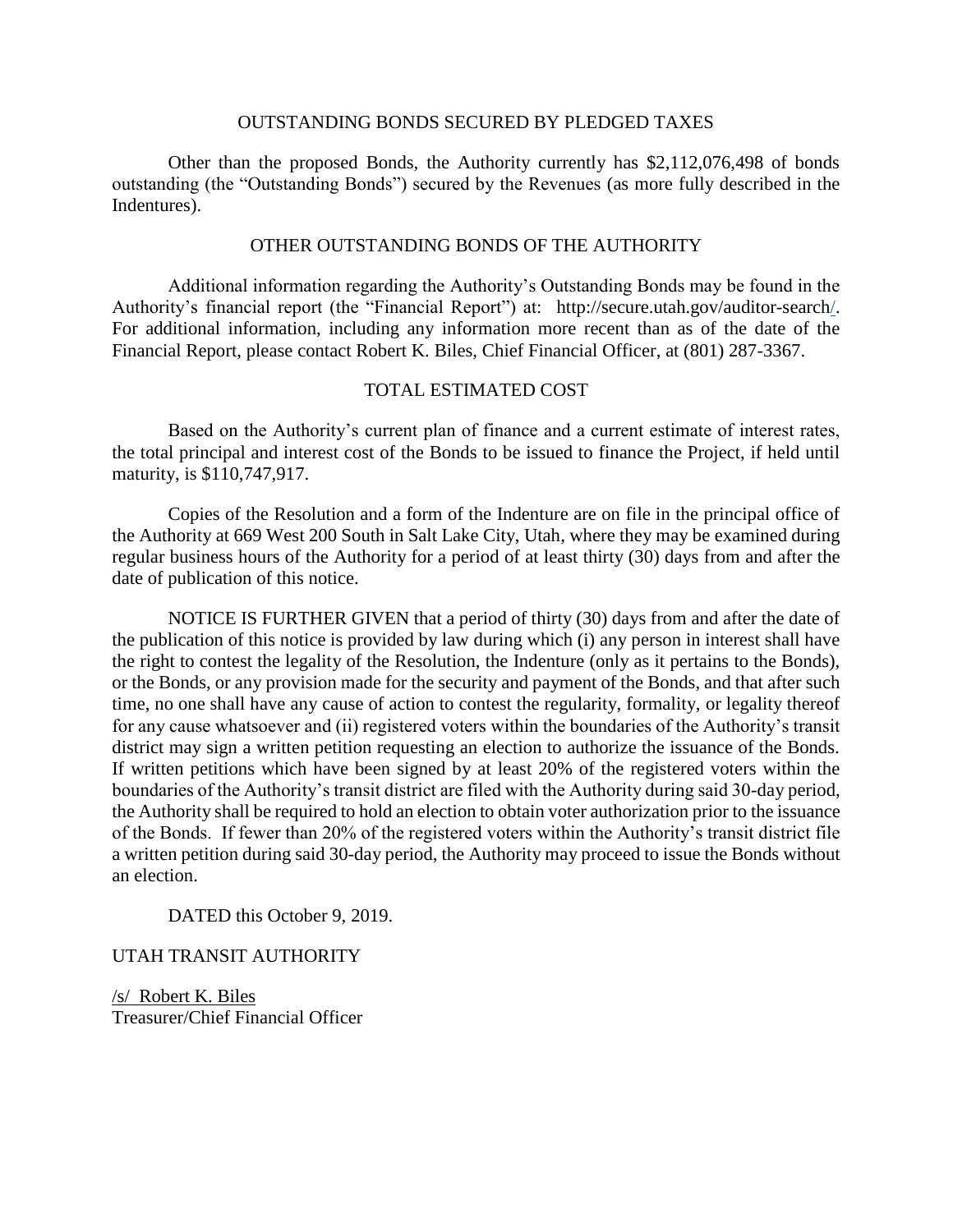## OUTSTANDING BONDS SECURED BY PLEDGED TAXES

Other than the proposed Bonds, the Authority currently has $2,112,076,498 of bonds outstanding (the "Outstanding Bonds") secured by the Revenues (as more fully described in the Indentures).

## OTHER OUTSTANDING BONDS OF THE AUTHORITY

Additional information regarding the Authority's Outstanding Bonds may be found in the Authority's financial report (the "Financial Report") at: http://secure.utah.gov/auditor-search/. For additional information, including any information more recent than as of the date of the Financial Report, please contact Robert K. Biles, Chief Financial Officer, at (801) 287-3367.

## TOTAL ESTIMATED COST

Based on the Authority's current plan of finance and a current estimate of interest rates, the total principal and interest cost of the Bonds to be issued to finance the Project, if held until maturity, is $110,747,917.

Copies of the Resolution and a form of the Indenture are on file in the principal office of the Authority at 669 West 200 South in Salt Lake City, Utah, where they may be examined during regular business hours of the Authority for a period of at least thirty (30) days from and after the date of publication of this notice.

NOTICE IS FURTHER GIVEN that a period of thirty (30) days from and after the date of the publication of this notice is provided by law during which (i) any person in interest shall have the right to contest the legality of the Resolution, the Indenture (only as it pertains to the Bonds), or the Bonds, or any provision made for the security and payment of the Bonds, and that after such time, no one shall have any cause of action to contest the regularity, formality, or legality thereof for any cause whatsoever and (ii) registered voters within the boundaries of the Authority's transit district may sign a written petition requesting an election to authorize the issuance of the Bonds. If written petitions which have been signed by at least 20% of the registered voters within the boundaries of the Authority's transit district are filed with the Authority during said 30-day period, the Authority shall be required to hold an election to obtain voter authorization prior to the issuance of the Bonds. If fewer than 20% of the registered voters within the Authority's transit district file a written petition during said 30-day period, the Authority may proceed to issue the Bonds without an election.

DATED this October 9, 2019.

UTAH TRANSIT AUTHORITY

/s/ Robert K. Biles
Treasurer/Chief Financial Officer